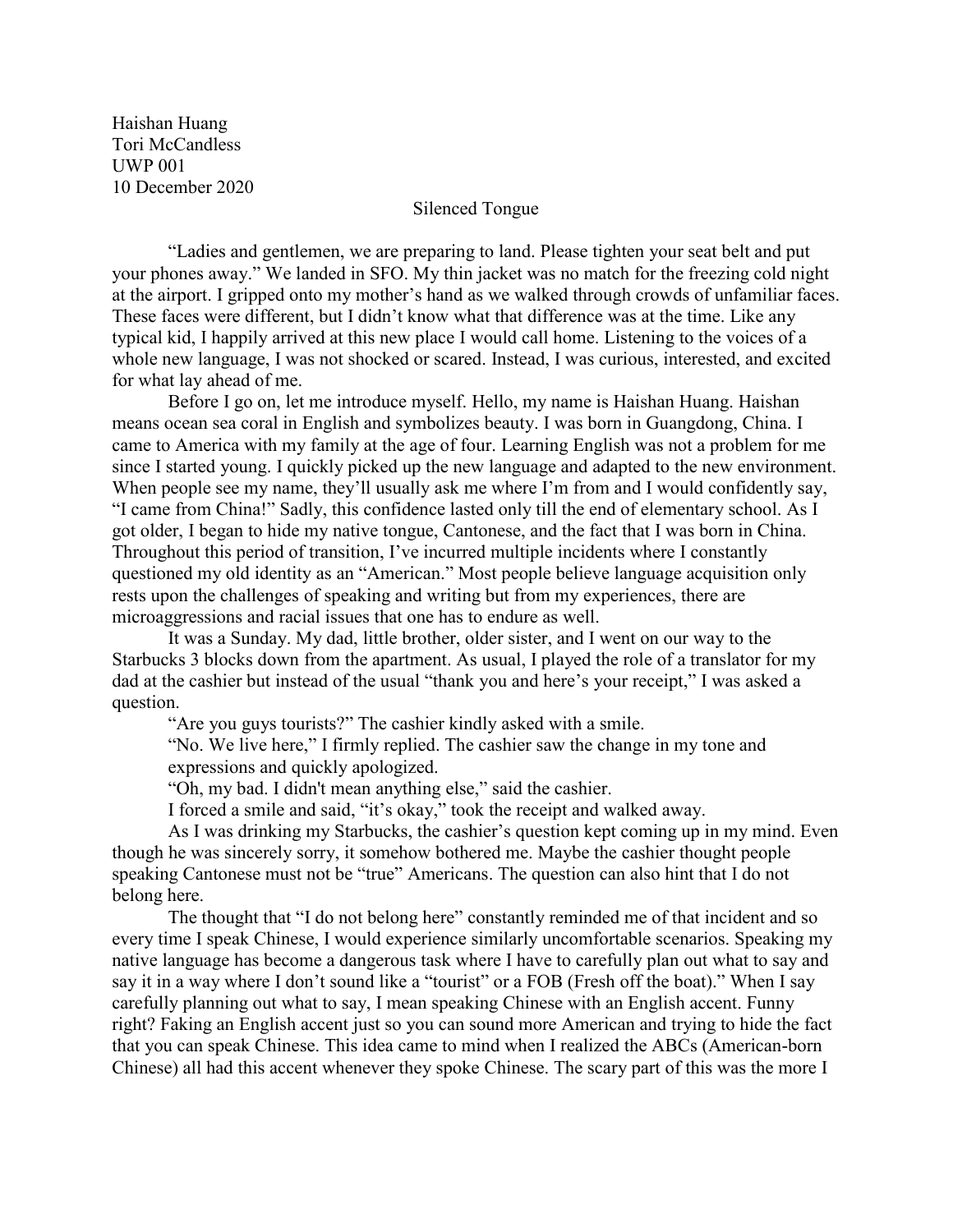Haishan Huang
Tori McCandless
UWP 001
10 December 2020

# Silenced Tongue

"Ladies and gentlemen, we are preparing to land. Please tighten your seat belt and put your phones away." We landed in SFO. My thin jacket was no match for the freezing cold night at the airport. I gripped onto my mother's hand as we walked through crowds of unfamiliar faces. These faces were different, but I didn't know what that difference was at the time. Like any typical kid, I happily arrived at this new place I would call home. Listening to the voices of a whole new language, I was not shocked or scared. Instead, I was curious, interested, and excited for what lay ahead of me.

Before I go on, let me introduce myself. Hello, my name is Haishan Huang. Haishan means ocean sea coral in English and symbolizes beauty. I was born in Guangdong, China. I came to America with my family at the age of four. Learning English was not a problem for me since I started young. I quickly picked up the new language and adapted to the new environment. When people see my name, they'll usually ask me where I'm from and I would confidently say, "I came from China!" Sadly, this confidence lasted only till the end of elementary school. As I got older, I began to hide my native tongue, Cantonese, and the fact that I was born in China. Throughout this period of transition, I've incurred multiple incidents where I constantly questioned my old identity as an "American." Most people believe language acquisition only rests upon the challenges of speaking and writing but from my experiences, there are microaggressions and racial issues that one has to endure as well.

It was a Sunday. My dad, little brother, older sister, and I went on our way to the Starbucks 3 blocks down from the apartment. As usual, I played the role of a translator for my dad at the cashier but instead of the usual "thank you and here's your receipt," I was asked a question.

"Are you guys tourists?" The cashier kindly asked with a smile.

"No. We live here," I firmly replied. The cashier saw the change in my tone and expressions and quickly apologized.

"Oh, my bad. I didn't mean anything else," said the cashier.

I forced a smile and said, "it's okay," took the receipt and walked away.

As I was drinking my Starbucks, the cashier's question kept coming up in my mind. Even though he was sincerely sorry, it somehow bothered me. Maybe the cashier thought people speaking Cantonese must not be "true" Americans. The question can also hint that I do not belong here.

The thought that "I do not belong here" constantly reminded me of that incident and so every time I speak Chinese, I would experience similarly uncomfortable scenarios. Speaking my native language has become a dangerous task where I have to carefully plan out what to say and say it in a way where I don't sound like a "tourist" or a FOB (Fresh off the boat)." When I say carefully planning out what to say, I mean speaking Chinese with an English accent. Funny right? Faking an English accent just so you can sound more American and trying to hide the fact that you can speak Chinese. This idea came to mind when I realized the ABCs (American-born Chinese) all had this accent whenever they spoke Chinese. The scary part of this was the more I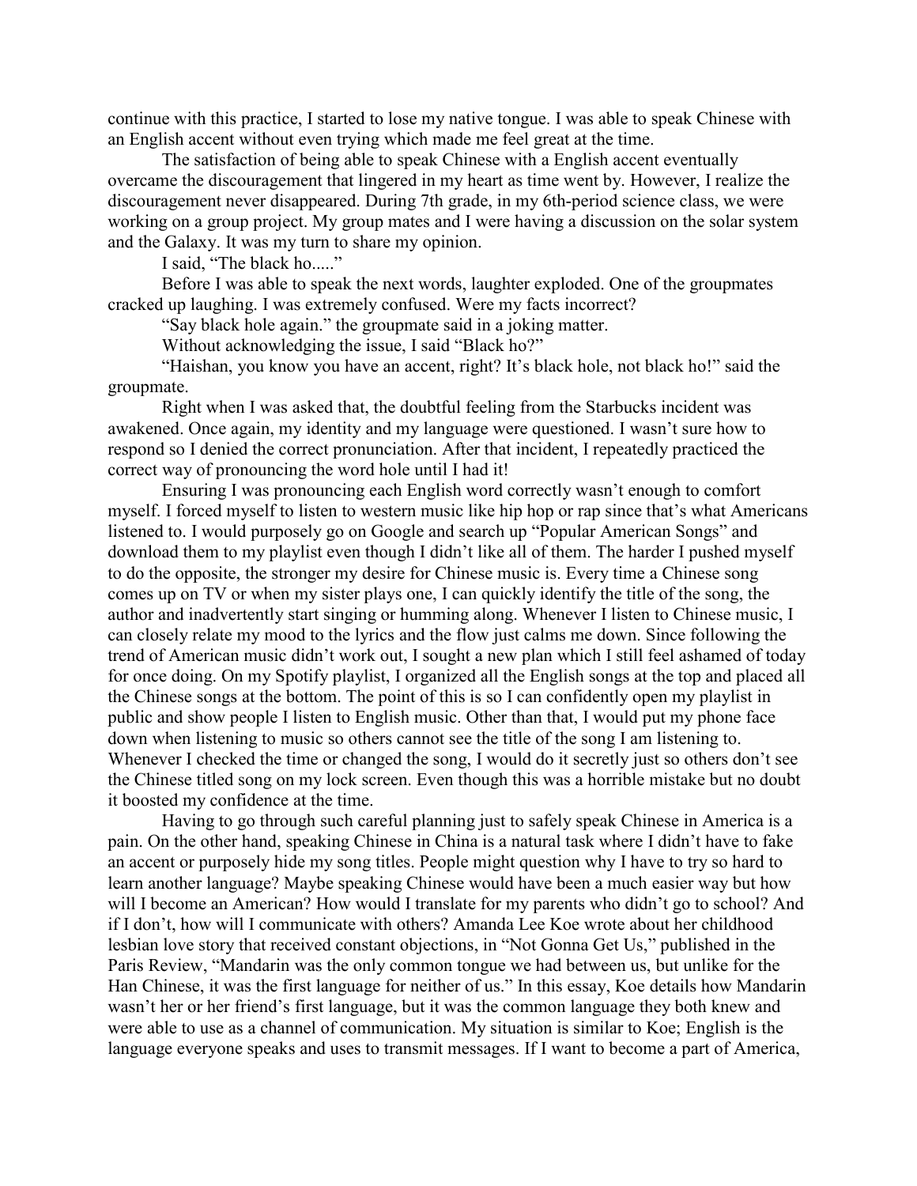continue with this practice, I started to lose my native tongue. I was able to speak Chinese with an English accent without even trying which made me feel great at the time.

The satisfaction of being able to speak Chinese with a English accent eventually overcame the discouragement that lingered in my heart as time went by. However, I realize the discouragement never disappeared. During 7th grade, in my 6th-period science class, we were working on a group project. My group mates and I were having a discussion on the solar system and the Galaxy. It was my turn to share my opinion.

I said, "The black ho....."

Before I was able to speak the next words, laughter exploded. One of the groupmates cracked up laughing. I was extremely confused. Were my facts incorrect?

"Say black hole again." the groupmate said in a joking matter.

Without acknowledging the issue, I said "Black ho?"

"Haishan, you know you have an accent, right? It's black hole, not black ho!" said the groupmate.

Right when I was asked that, the doubtful feeling from the Starbucks incident was awakened. Once again, my identity and my language were questioned. I wasn't sure how to respond so I denied the correct pronunciation. After that incident, I repeatedly practiced the correct way of pronouncing the word hole until I had it!

Ensuring I was pronouncing each English word correctly wasn't enough to comfort myself. I forced myself to listen to western music like hip hop or rap since that's what Americans listened to. I would purposely go on Google and search up "Popular American Songs" and download them to my playlist even though I didn't like all of them. The harder I pushed myself to do the opposite, the stronger my desire for Chinese music is. Every time a Chinese song comes up on TV or when my sister plays one, I can quickly identify the title of the song, the author and inadvertently start singing or humming along. Whenever I listen to Chinese music, I can closely relate my mood to the lyrics and the flow just calms me down. Since following the trend of American music didn't work out, I sought a new plan which I still feel ashamed of today for once doing. On my Spotify playlist, I organized all the English songs at the top and placed all the Chinese songs at the bottom. The point of this is so I can confidently open my playlist in public and show people I listen to English music. Other than that, I would put my phone face down when listening to music so others cannot see the title of the song I am listening to. Whenever I checked the time or changed the song, I would do it secretly just so others don't see the Chinese titled song on my lock screen. Even though this was a horrible mistake but no doubt it boosted my confidence at the time.

Having to go through such careful planning just to safely speak Chinese in America is a pain. On the other hand, speaking Chinese in China is a natural task where I didn't have to fake an accent or purposely hide my song titles. People might question why I have to try so hard to learn another language? Maybe speaking Chinese would have been a much easier way but how will I become an American? How would I translate for my parents who didn't go to school? And if I don't, how will I communicate with others? Amanda Lee Koe wrote about her childhood lesbian love story that received constant objections, in "Not Gonna Get Us," published in the Paris Review, "Mandarin was the only common tongue we had between us, but unlike for the Han Chinese, it was the first language for neither of us." In this essay, Koe details how Mandarin wasn't her or her friend's first language, but it was the common language they both knew and were able to use as a channel of communication. My situation is similar to Koe; English is the language everyone speaks and uses to transmit messages. If I want to become a part of America,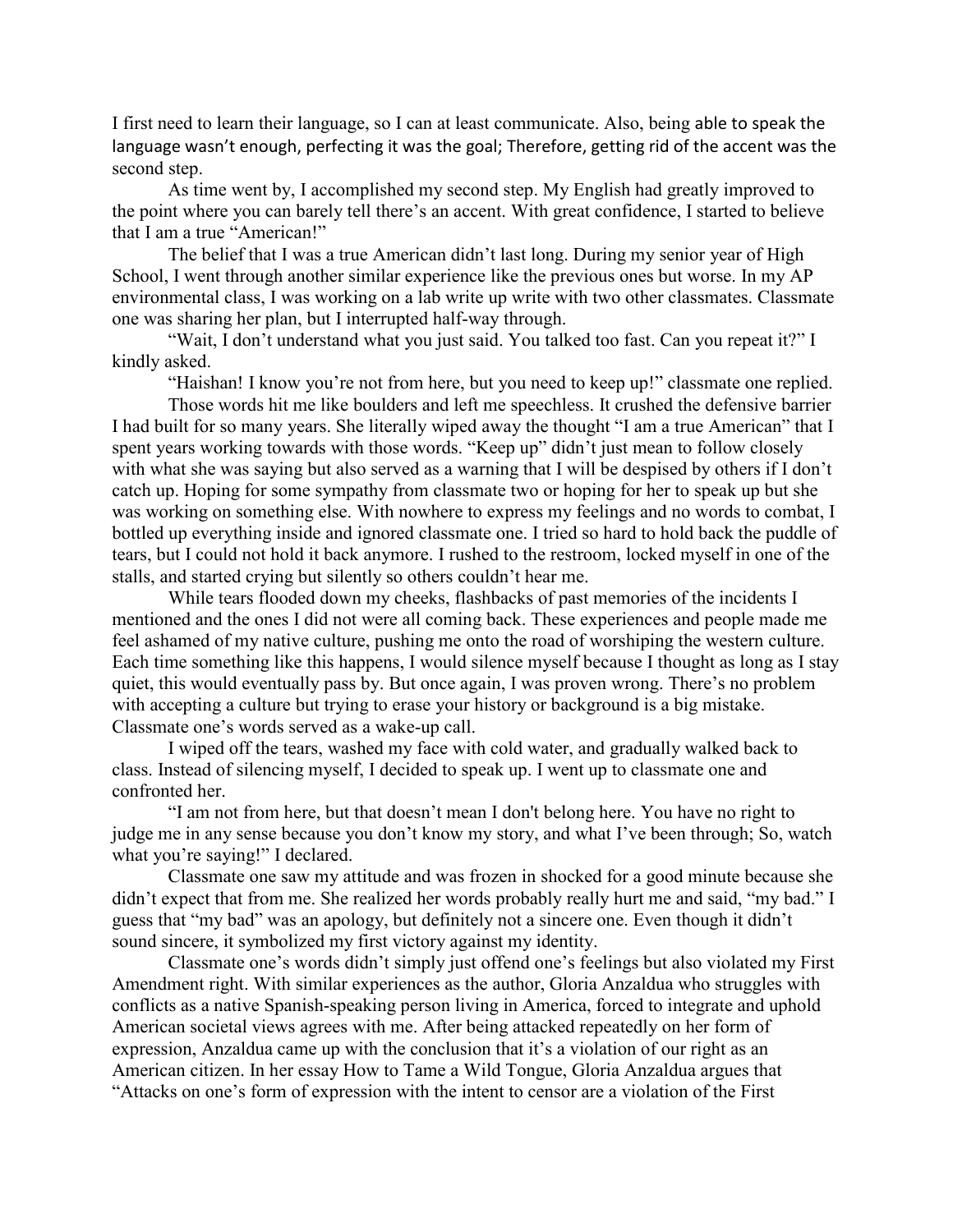I first need to learn their language, so I can at least communicate. Also, being able to speak the language wasn't enough, perfecting it was the goal; Therefore, getting rid of the accent was the second step.

As time went by, I accomplished my second step. My English had greatly improved to the point where you can barely tell there's an accent. With great confidence, I started to believe that I am a true "American!"

The belief that I was a true American didn't last long. During my senior year of High School, I went through another similar experience like the previous ones but worse. In my AP environmental class, I was working on a lab write up write with two other classmates. Classmate one was sharing her plan, but I interrupted half-way through.

"Wait, I don't understand what you just said. You talked too fast. Can you repeat it?" I kindly asked.

"Haishan! I know you're not from here, but you need to keep up!" classmate one replied.

Those words hit me like boulders and left me speechless. It crushed the defensive barrier I had built for so many years. She literally wiped away the thought "I am a true American" that I spent years working towards with those words. "Keep up" didn't just mean to follow closely with what she was saying but also served as a warning that I will be despised by others if I don't catch up. Hoping for some sympathy from classmate two or hoping for her to speak up but she was working on something else. With nowhere to express my feelings and no words to combat, I bottled up everything inside and ignored classmate one. I tried so hard to hold back the puddle of tears, but I could not hold it back anymore. I rushed to the restroom, locked myself in one of the stalls, and started crying but silently so others couldn't hear me.

While tears flooded down my cheeks, flashbacks of past memories of the incidents I mentioned and the ones I did not were all coming back. These experiences and people made me feel ashamed of my native culture, pushing me onto the road of worshiping the western culture. Each time something like this happens, I would silence myself because I thought as long as I stay quiet, this would eventually pass by. But once again, I was proven wrong. There's no problem with accepting a culture but trying to erase your history or background is a big mistake. Classmate one's words served as a wake-up call.

I wiped off the tears, washed my face with cold water, and gradually walked back to class. Instead of silencing myself, I decided to speak up. I went up to classmate one and confronted her.

"I am not from here, but that doesn't mean I don't belong here. You have no right to judge me in any sense because you don't know my story, and what I've been through; So, watch what you're saying!" I declared.

Classmate one saw my attitude and was frozen in shocked for a good minute because she didn't expect that from me. She realized her words probably really hurt me and said, "my bad." I guess that "my bad" was an apology, but definitely not a sincere one. Even though it didn't sound sincere, it symbolized my first victory against my identity.

Classmate one's words didn't simply just offend one's feelings but also violated my First Amendment right. With similar experiences as the author, Gloria Anzaldua who struggles with conflicts as a native Spanish-speaking person living in America, forced to integrate and uphold American societal views agrees with me. After being attacked repeatedly on her form of expression, Anzaldua came up with the conclusion that it's a violation of our right as an American citizen. In her essay How to Tame a Wild Tongue, Gloria Anzaldua argues that "Attacks on one's form of expression with the intent to censor are a violation of the First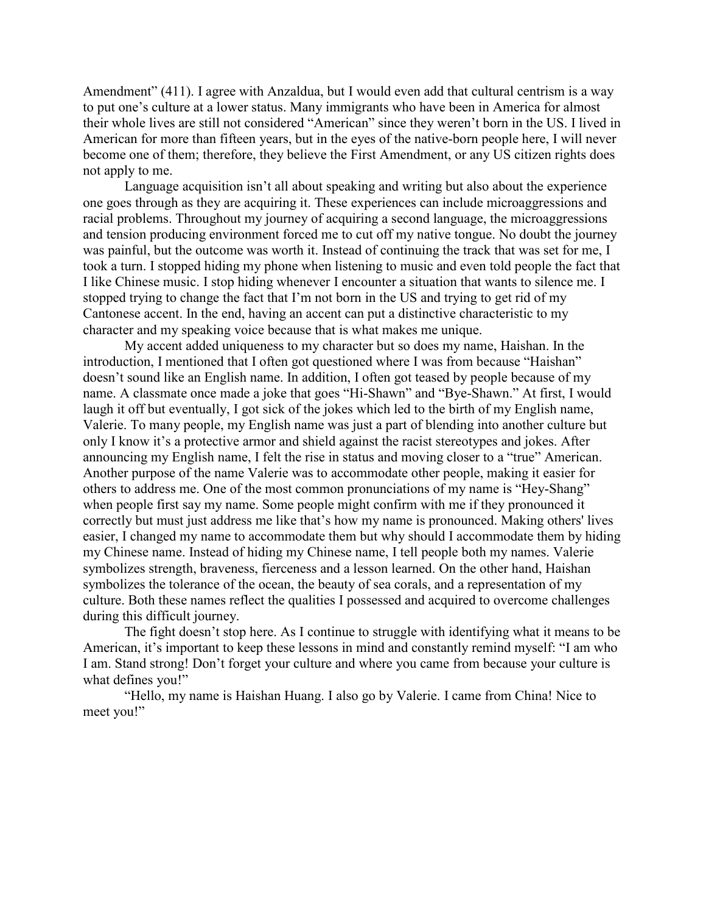Amendment" (411). I agree with Anzaldua, but I would even add that cultural centrism is a way to put one's culture at a lower status. Many immigrants who have been in America for almost their whole lives are still not considered "American" since they weren't born in the US. I lived in American for more than fifteen years, but in the eyes of the native-born people here, I will never become one of them; therefore, they believe the First Amendment, or any US citizen rights does not apply to me.

Language acquisition isn't all about speaking and writing but also about the experience one goes through as they are acquiring it. These experiences can include microaggressions and racial problems. Throughout my journey of acquiring a second language, the microaggressions and tension producing environment forced me to cut off my native tongue. No doubt the journey was painful, but the outcome was worth it. Instead of continuing the track that was set for me, I took a turn. I stopped hiding my phone when listening to music and even told people the fact that I like Chinese music. I stop hiding whenever I encounter a situation that wants to silence me. I stopped trying to change the fact that I'm not born in the US and trying to get rid of my Cantonese accent. In the end, having an accent can put a distinctive characteristic to my character and my speaking voice because that is what makes me unique.

My accent added uniqueness to my character but so does my name, Haishan. In the introduction, I mentioned that I often got questioned where I was from because "Haishan" doesn't sound like an English name. In addition, I often got teased by people because of my name. A classmate once made a joke that goes "Hi-Shawn" and "Bye-Shawn." At first, I would laugh it off but eventually, I got sick of the jokes which led to the birth of my English name, Valerie. To many people, my English name was just a part of blending into another culture but only I know it's a protective armor and shield against the racist stereotypes and jokes. After announcing my English name, I felt the rise in status and moving closer to a "true" American. Another purpose of the name Valerie was to accommodate other people, making it easier for others to address me. One of the most common pronunciations of my name is "Hey-Shang" when people first say my name. Some people might confirm with me if they pronounced it correctly but must just address me like that's how my name is pronounced. Making others' lives easier, I changed my name to accommodate them but why should I accommodate them by hiding my Chinese name. Instead of hiding my Chinese name, I tell people both my names. Valerie symbolizes strength, braveness, fierceness and a lesson learned. On the other hand, Haishan symbolizes the tolerance of the ocean, the beauty of sea corals, and a representation of my culture. Both these names reflect the qualities I possessed and acquired to overcome challenges during this difficult journey.

The fight doesn't stop here. As I continue to struggle with identifying what it means to be American, it's important to keep these lessons in mind and constantly remind myself: "I am who I am. Stand strong! Don't forget your culture and where you came from because your culture is what defines you!"

"Hello, my name is Haishan Huang. I also go by Valerie. I came from China! Nice to meet you!"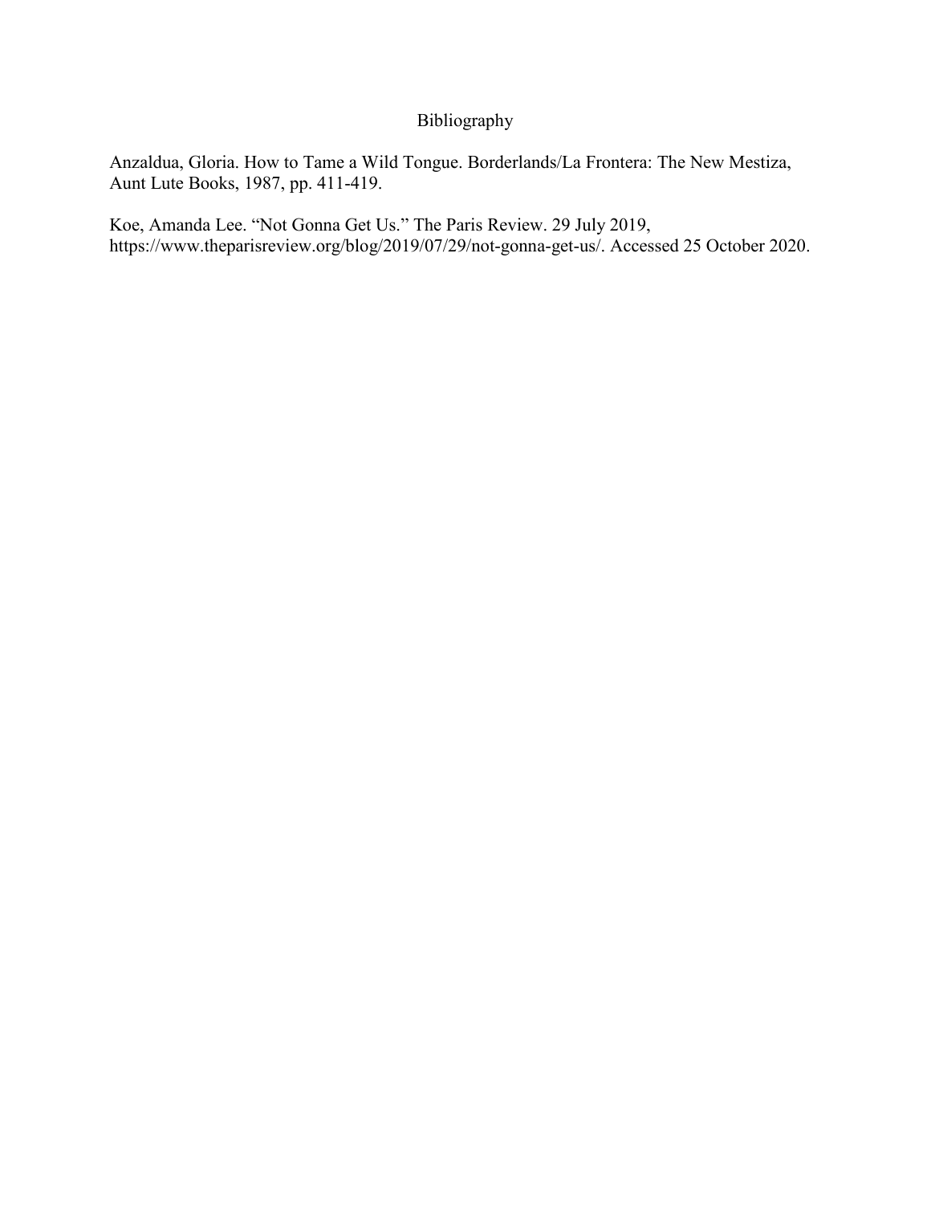# Bibliography

Anzaldua, Gloria. How to Tame a Wild Tongue. Borderlands/La Frontera: The New Mestiza, Aunt Lute Books, 1987, pp. 411-419.

Koe, Amanda Lee. “Not Gonna Get Us.” The Paris Review. 29 July 2019, https://www.theparisreview.org/blog/2019/07/29/not-gonna-get-us/. Accessed 25 October 2020.